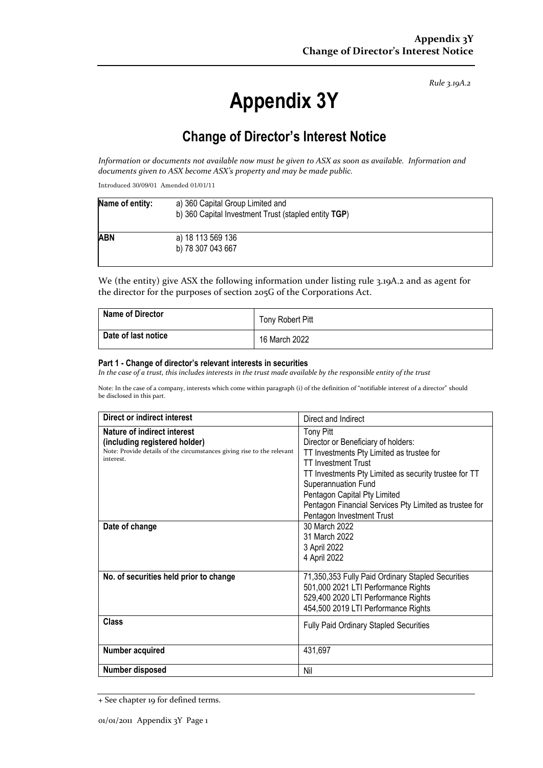*Rule 3.19A.2*

# Appendix 3Y

## Change of Director's Interest Notice

*Information or documents not available now must be given to ASX as soon as available. Information and documents given to ASX become ASX's property and may be made public.*

Introduced 30/09/01 Amended 01/01/11

| Name of entity: | a) 360 Capital Group Limited and<br>b) 360 Capital Investment Trust (stapled entity **TGP**) |
|---|---|
| **ABN** | a) 18 113 569 136<br>b) 78 307 043 667 |

We (the entity) give ASX the following information under listing rule 3.19A.2 and as agent for the director for the purposes of section 205G of the Corporations Act.

| Name of Director | Tony Robert Pitt |
|---|---|
| **Date of last notice** | 16 March 2022 |

**Part 1 - Change of director's relevant interests in securities**

*In the case of a trust, this includes interests in the trust made available by the responsible entity of the trust*

Note: In the case of a company, interests which come within paragraph (i) of the definition of "notifiable interest of a director" should be disclosed in this part.

| Direct or indirect interest | Direct and Indirect |
|---|---|
| **Nature of indirect interest (including registered holder)**<br>Note: Provide details of the circumstances giving rise to the relevant interest. | Tony Pitt<br>Director or Beneficiary of holders:<br>TT Investments Pty Limited as trustee for TT Investment Trust<br>TT Investments Pty Limited as security trustee for TT Superannuation Fund<br>Pentagon Capital Pty Limited<br>Pentagon Financial Services Pty Limited as trustee for Pentagon Investment Trust |
| **Date of change** | 30 March 2022<br>31 March 2022<br>3 April 2022<br>4 April 2022 |
| **No. of securities held prior to change** | 71,350,353 Fully Paid Ordinary Stapled Securities<br>501,000 2021 LTI Performance Rights<br>529,400 2020 LTI Performance Rights<br>454,500 2019 LTI Performance Rights |
| **Class** | Fully Paid Ordinary Stapled Securities |
| **Number acquired** | 431,697 |
| **Number disposed** | Nil |

+ See chapter 19 for defined terms.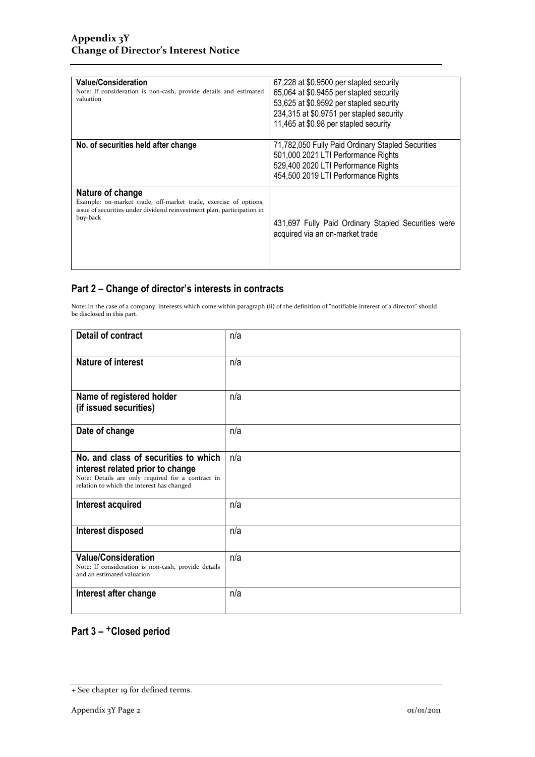| | |
|---|---|
| **Value/Consideration**<br>Note: If consideration is non-cash, provide details and estimated valuation | 67,228 at $0.9500 per stapled security<br>65,064 at $0.9455 per stapled security<br>53,625 at $0.9592 per stapled security<br>234,315 at $0.9751 per stapled security<br>11,465 at $0.98 per stapled security |
| **No. of securities held after change** | 71,782,050 Fully Paid Ordinary Stapled Securities<br>501,000 2021 LTI Performance Rights<br>529,400 2020 LTI Performance Rights<br>454,500 2019 LTI Performance Rights |
| **Nature of change**<br>Example: on-market trade, off-market trade, exercise of options, issue of securities under dividend reinvestment plan, participation in buy-back | 431,697 Fully Paid Ordinary Stapled Securities were acquired via an on-market trade |

## Part 2 – Change of director's interests in contracts

Note: In the case of a company, interests which come within paragraph (ii) of the definition of "notifiable interest of a director" should be disclosed in this part.

| | |
|---|---|
| **Detail of contract** | n/a |
| **Nature of interest** | n/a |
| **Name of registered holder (if issued securities)** | n/a |
| **Date of change** | n/a |
| **No. and class of securities to which interest related prior to change**<br>Note: Details are only required for a contract in relation to which the interest has changed | n/a |
| **Interest acquired** | n/a |
| **Interest disposed** | n/a |
| **Value/Consideration**<br>Note: If consideration is non-cash, provide details and an estimated valuation | n/a |
| **Interest after change** | n/a |

## Part 3 – +Closed period

+ See chapter 19 for defined terms.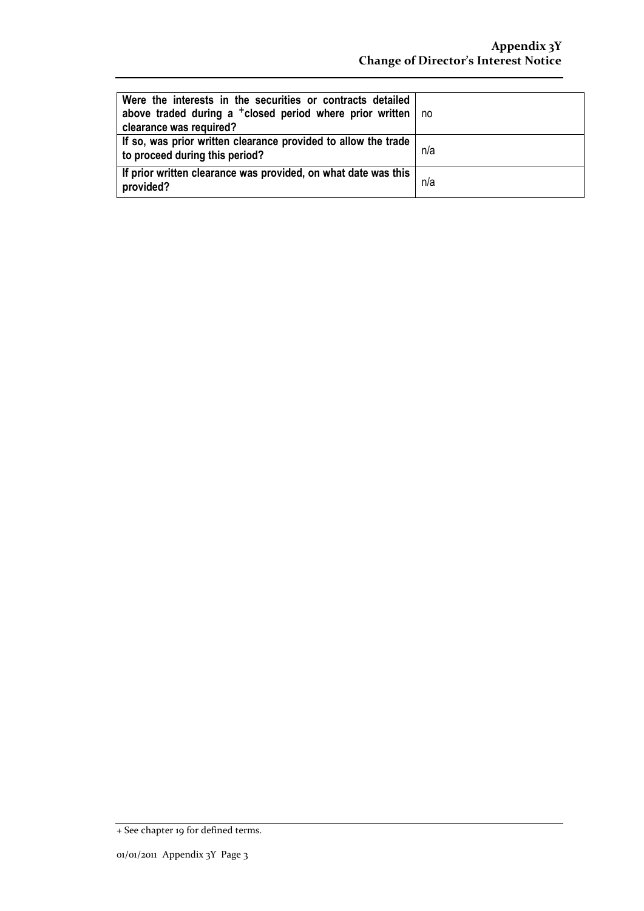| | |
|---|---|
| **Were the interests in the securities or contracts detailed above traded during a +closed period where prior written clearance was required?** | no |
| **If so, was prior written clearance provided to allow the trade to proceed during this period?** | n/a |
| **If prior written clearance was provided, on what date was this provided?** | n/a |

+ See chapter 19 for defined terms.